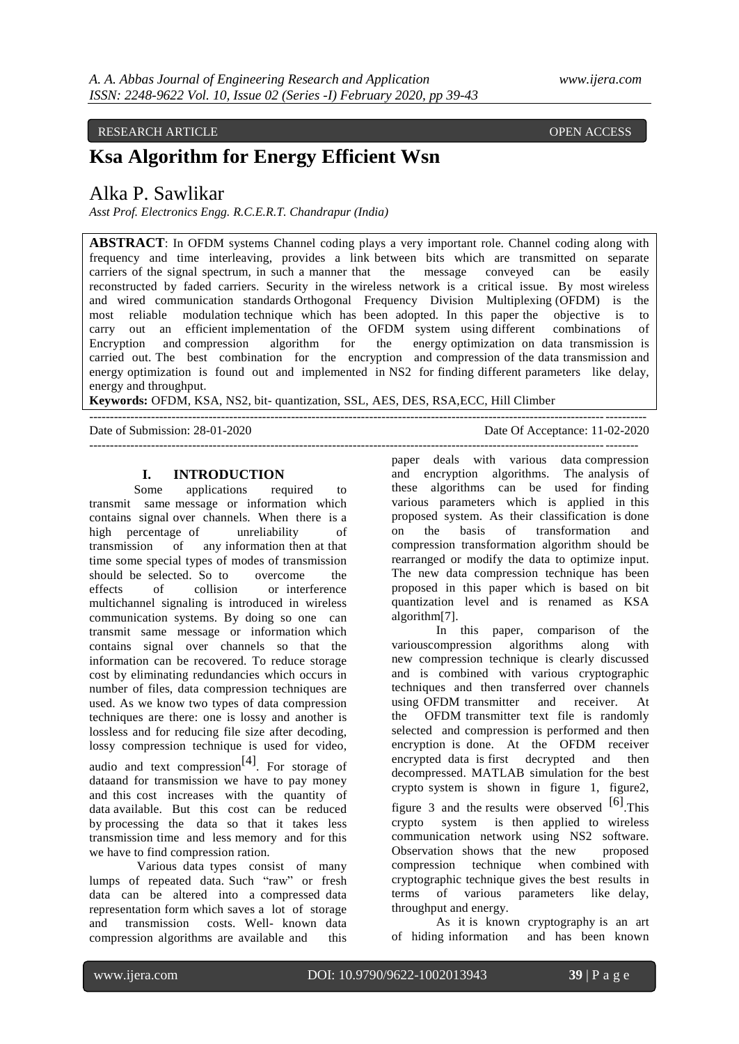RESEARCH ARTICLE OPEN ACCESS

# Ksa Algorithm for Energy Efficient Wsn

## Alka P. Sawlikar

*Asst Prof. Electronics Engg. R.C.E.R.T. Chandrapur (India)*

**ABSTRACT**: In OFDM systems Channel coding plays a very important role. Channel coding along with frequency and time interleaving, provides a link between bits which are transmitted on separate carriers of the signal spectrum, in such a manner that the message conveyed can be easily reconstructed by faded carriers. Security in the wireless network is a critical issue. By most wireless and wired communication standards Orthogonal Frequency Division Multiplexing (OFDM) is the most reliable modulation technique which has been adopted. In this paper the objective is to carry out an efficient implementation of the OFDM system using different combinations of Encryption and compression algorithm for the energy optimization on data transmission is carried out. The best combination for the encryption and compression of the data transmission and energy optimization is found out and implemented in NS2 for finding different parameters like delay, energy and throughput.

**Keywords:** OFDM, KSA, NS2, bit- quantization, SSL, AES, DES, RSA,ECC, Hill Climber

---

Date of Submission: 28-01-2020 Date Of Acceptance: 11-02-2020

---

## I. INTRODUCTION

Some applications required to transmit same message or information which contains signal over channels. When there is a high percentage of unreliability of transmission of any information then at that time some special types of modes of transmission should be selected. So to overcome the effects of collision or interference multichannel signaling is introduced in wireless communication systems. By doing so one can transmit same message or information which contains signal over channels so that the information can be recovered. To reduce storage cost by eliminating redundancies which occurs in number of files, data compression techniques are used. As we know two types of data compression techniques are there: one is lossy and another is lossless and for reducing file size after decoding, lossy compression technique is used for video, audio and text compression[4]. For storage of dataand for transmission we have to pay money and this cost increases with the quantity of data available. But this cost can be reduced by processing the data so that it takes less transmission time and less memory and for this we have to find compression ration.

Various data types consist of many lumps of repeated data. Such "raw" or fresh data can be altered into a compressed data representation form which saves a lot of storage and transmission costs. Well- known data compression algorithms are available and this paper deals with various data compression and encryption algorithms. The analysis of these algorithms can be used for finding various parameters which is applied in this proposed system. As their classification is done on the basis of transformation and compression transformation algorithm should be rearranged or modify the data to optimize input. The new data compression technique has been proposed in this paper which is based on bit quantization level and is renamed as KSA algorithm[7].

In this paper, comparison of the variouscompression algorithms along with new compression technique is clearly discussed and is combined with various cryptographic techniques and then transferred over channels using OFDM transmitter and receiver. At the OFDM transmitter text file is randomly selected and compression is performed and then encryption is done. At the OFDM receiver encrypted data is first decrypted and then decompressed. MATLAB simulation for the best crypto system is shown in figure 1, figure2, figure 3 and the results were observed [6].This crypto system is then applied to wireless communication network using NS2 software. Observation shows that the new proposed compression technique when combined with cryptographic technique gives the best results in terms of various parameters like delay, throughput and energy.

As it is known cryptography is an art of hiding information and has been known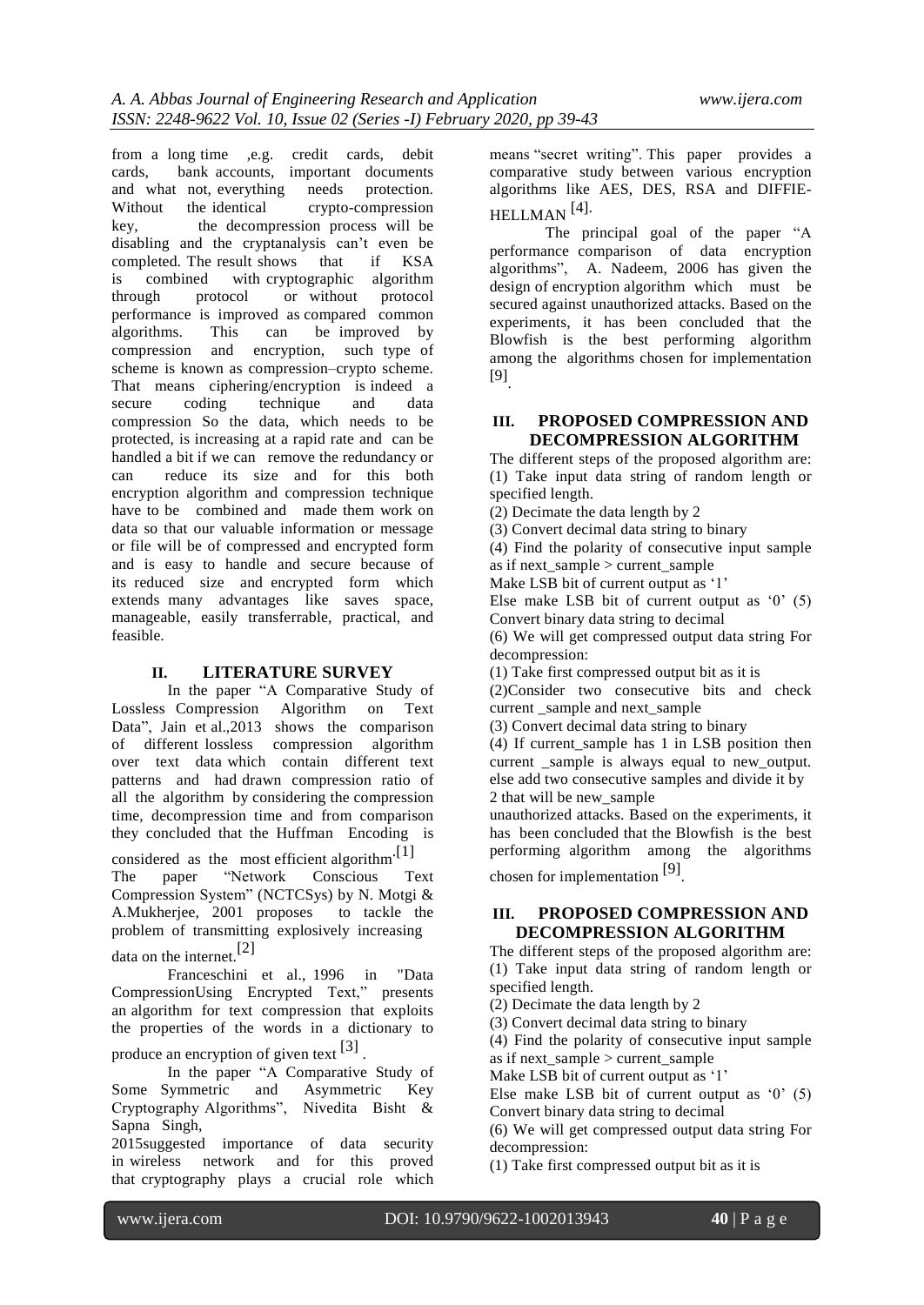from a long time ,e.g. credit cards, debit cards, bank accounts, important documents and what not, everything needs protection. Without the identical crypto-compression key, the decompression process will be disabling and the cryptanalysis can't even be completed. The result shows that if KSA is combined with cryptographic algorithm through protocol or without protocol performance is improved as compared common algorithms. This can be improved by compression and encryption, such type of scheme is known as compression–crypto scheme. That means ciphering/encryption is indeed a secure coding technique and data compression So the data, which needs to be protected, is increasing at a rapid rate and can be handled a bit if we can remove the redundancy or can reduce its size and for this both encryption algorithm and compression technique have to be combined and made them work on data so that our valuable information or message or file will be of compressed and encrypted form and is easy to handle and secure because of its reduced size and encrypted form which extends many advantages like saves space, manageable, easily transferrable, practical, and feasible.

## II. LITERATURE SURVEY

In the paper "A Comparative Study of Lossless Compression Algorithm on Text Data", Jain et al.,2013 shows the comparison of different lossless compression algorithm over text data which contain different text patterns and had drawn compression ratio of all the algorithm by considering the compression time, decompression time and from comparison they concluded that the Huffman Encoding is considered as the most efficient algorithm.[1]

The paper "Network Conscious Text Compression System" (NCTCSys) by N. Motgi & A.Mukherjee, 2001 proposes to tackle the problem of transmitting explosively increasing data on the internet.[2]

Franceschini et al., 1996 in "Data CompressionUsing Encrypted Text," presents an algorithm for text compression that exploits the properties of the words in a dictionary to produce an encryption of given text [3] .

In the paper "A Comparative Study of Some Symmetric and Asymmetric Key Cryptography Algorithms", Nivedita Bisht & Sapna Singh, 2015suggested importance of data security in wireless network and for this proved that cryptography plays a crucial role which means "secret writing". This paper provides a comparative study between various encryption algorithms like AES, DES, RSA and DIFFIE-HELLMAN [4].

The principal goal of the paper "A performance comparison of data encryption algorithms", A. Nadeem, 2006 has given the design of encryption algorithm which must be secured against unauthorized attacks. Based on the experiments, it has been concluded that the Blowfish is the best performing algorithm among the algorithms chosen for implementation [9].

## III. PROPOSED COMPRESSION AND DECOMPRESSION ALGORITHM

The different steps of the proposed algorithm are:
(1) Take input data string of random length or specified length.
(2) Decimate the data length by 2
(3) Convert decimal data string to binary
(4) Find the polarity of consecutive input sample as if next_sample > current_sample
Make LSB bit of current output as '1'
Else make LSB bit of current output as '0' (5) Convert binary data string to decimal
(6) We will get compressed output data string For decompression:
(1) Take first compressed output bit as it is
(2)Consider two consecutive bits and check current _sample and next_sample
(3) Convert decimal data string to binary
(4) If current_sample has 1 in LSB position then current _sample is always equal to new_output. else add two consecutive samples and divide it by 2 that will be new_sample
unauthorized attacks. Based on the experiments, it has been concluded that the Blowfish is the best performing algorithm among the algorithms chosen for implementation [9].

## III. PROPOSED COMPRESSION AND DECOMPRESSION ALGORITHM

The different steps of the proposed algorithm are:
(1) Take input data string of random length or specified length.
(2) Decimate the data length by 2
(3) Convert decimal data string to binary
(4) Find the polarity of consecutive input sample as if next_sample > current_sample
Make LSB bit of current output as '1'
Else make LSB bit of current output as '0' (5) Convert binary data string to decimal
(6) We will get compressed output data string For decompression:
(1) Take first compressed output bit as it is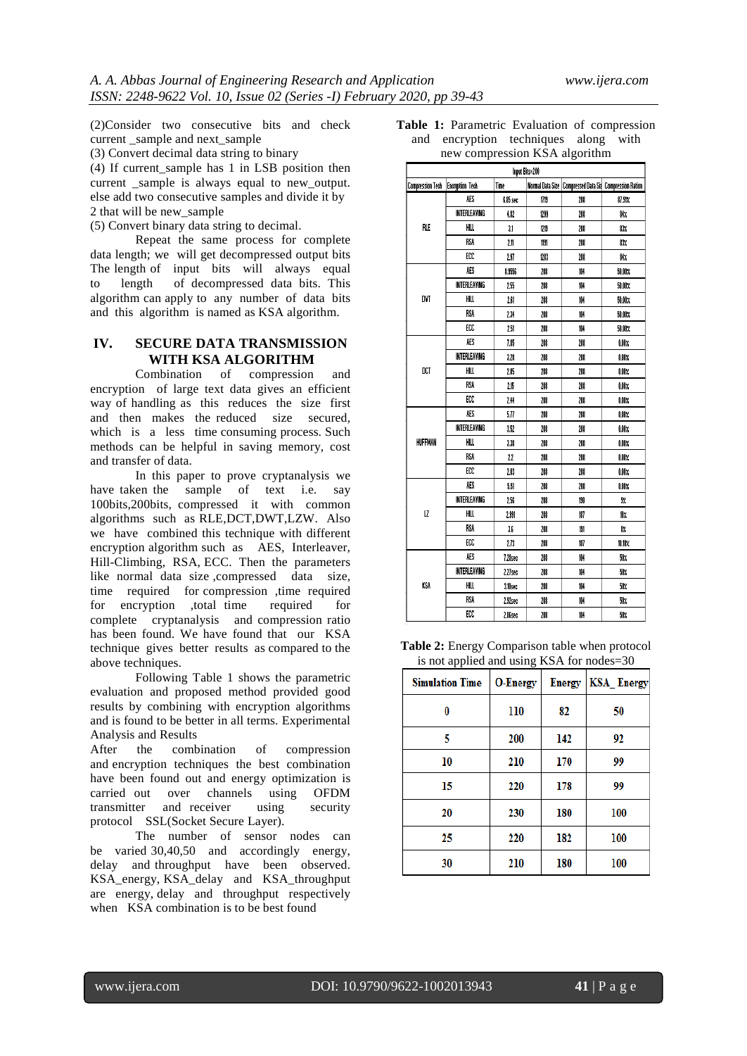(2)Consider two consecutive bits and check current _sample and next_sample

(3) Convert decimal data string to binary

(4) If current_sample has 1 in LSB position then current _sample is always equal to new_output. else add two consecutive samples and divide it by 2 that will be new_sample

(5) Convert binary data string to decimal.

Repeat the same process for complete data length; we will get decompressed output bits The length of input bits will always equal to length of decompressed data bits. This algorithm can apply to any number of data bits and this algorithm is named as KSA algorithm.

## IV. SECURE DATA TRANSMISSION WITH KSA ALGORITHM

Combination of compression and encryption of large text data gives an efficient way of handling as this reduces the size first and then makes the reduced size secured, which is a less time consuming process. Such methods can be helpful in saving memory, cost and transfer of data.

In this paper to prove cryptanalysis we have taken the sample of text i.e. say 100bits,200bits, compressed it with common algorithms such as RLE,DCT,DWT,LZW. Also we have combined this technique with different encryption algorithm such as AES, Interleaver, Hill-Climbing, RSA, ECC. Then the parameters like normal data size ,compressed data size, time required for compression ,time required for encryption ,total time required for complete cryptanalysis and compression ratio has been found. We have found that our KSA technique gives better results as compared to the above techniques.

Following Table 1 shows the parametric evaluation and proposed method provided good results by combining with encryption algorithms and is found to be better in all terms. Experimental Analysis and Results

After the combination of compression and encryption techniques the best combination have been found out and energy optimization is carried out over channels using OFDM transmitter and receiver using security protocol SSL(Socket Secure Layer).

The number of sensor nodes can be varied 30,40,50 and accordingly energy, delay and throughput have been observed. KSA_energy, KSA_delay and KSA_throughput are energy, delay and throughput respectively when KSA combination is to be best found

**Table 1:** Parametric Evaluation of compression and encryption techniques along with new compression KSA algorithm

| Input Bits=200 | | | | | |
|---|---|---|---|---|---|
| Compression Tech | Encryption Tech | Time | Normal Data Size | Compressed Data Size | Compression Ration |
| RLE | AES | 6.65 sec | 1719 | 208 | 87.91% |
| | INTERLEAVING | 4.82 | 1289 | 208 | 84% |
| | HILL | 3.1 | 1289 | 208 | 83% |
| | RSA | 2.11 | 1191 | 208 | 83% |
| | ECC | 2.97 | 1283 | 208 | 84% |
| DWT | AES | 8.9556 | 208 | 104 | 50.00% |
| | INTERLEAVING | 2.55 | 208 | 104 | 50.00% |
| | HILL | 2.61 | 208 | 104 | 50.00% |
| | RSA | 2.34 | 208 | 104 | 50.00% |
| | ECC | 2.51 | 208 | 104 | 50.00% |
| DCT | AES | 7.85 | 208 | 208 | 0.00% |
| | INTERLEAVING | 3.28 | 208 | 208 | 0.00% |
| | HILL | 2.65 | 208 | 208 | 0.00% |
| | RSA | 2.15 | 208 | 208 | 0.00% |
| | ECC | 2.44 | 208 | 208 | 0.00% |
| HUFFMAN | AES | 5.77 | 208 | 208 | 0.00% |
| | INTERLEAVING | 3.52 | 208 | 208 | 0.00% |
| | HILL | 3.38 | 208 | 208 | 0.00% |
| | RSA | 2.2 | 208 | 208 | 0.00% |
| | ECC | 2.83 | 208 | 208 | 0.00% |
| LZ | AES | 5.51 | 208 | 208 | 0.00% |
| | INTERLEAVING | 2.56 | 208 | 190 | 9% |
| | HILL | 2.891 | 208 | 187 | 10% |
| | RSA | 3.6 | 208 | 191 | 8% |
| | ECC | 2.73 | 208 | 187 | 10.10% |
| KSA | AES | 7.28sec | 208 | 104 | 50% |
| | INTERLEAVING | 2.27sec | 208 | 104 | 50% |
| | HILL | 3.10sec | 208 | 104 | 50% |
| | RSA | 2.83sec | 208 | 104 | 50% |
| | ECC | 2.06sec | 208 | 104 | 50% |

**Table 2:** Energy Comparison table when protocol is not applied and using KSA for nodes=30

| Simulation Time | O-Energy | Energy | KSA_Energy |
|---|---|---|---|
| 0 | 110 | 82 | 50 |
| 5 | 200 | 142 | 92 |
| 10 | 210 | 170 | 99 |
| 15 | 220 | 178 | 99 |
| 20 | 230 | 180 | 100 |
| 25 | 220 | 182 | 100 |
| 30 | 210 | 180 | 100 |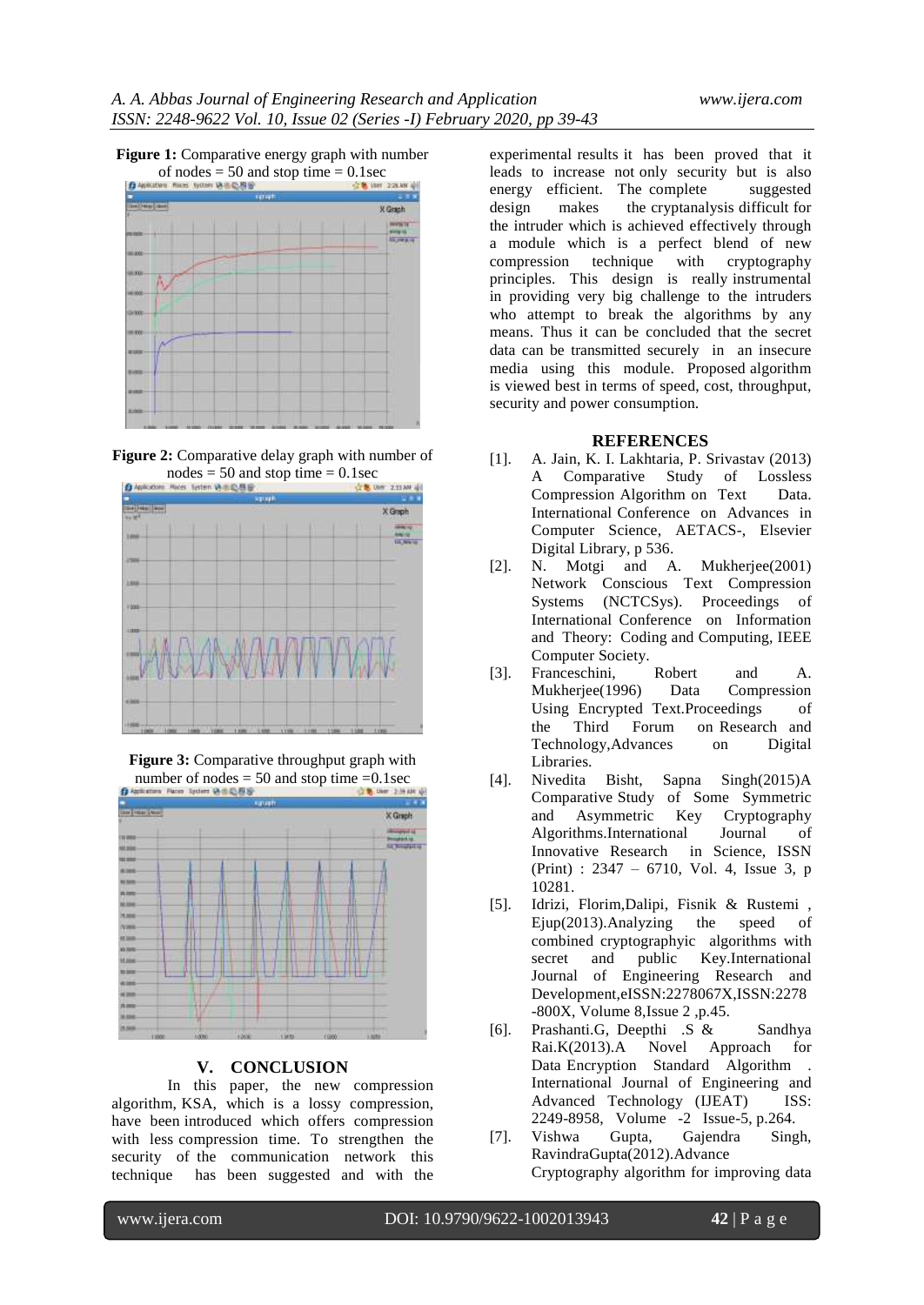**Figure 1:** Comparative energy graph with number of nodes = 50 and stop time = 0.1sec

**Figure 2:** Comparative delay graph with number of nodes = 50 and stop time = 0.1sec

**Figure 3:** Comparative throughput graph with number of nodes = 50 and stop time =0.1sec

## V. CONCLUSION

In this paper, the new compression algorithm, KSA, which is a lossy compression, have been introduced which offers compression with less compression time. To strengthen the security of the communication network this technique has been suggested and with the experimental results it has been proved that it leads to increase not only security but is also energy efficient. The complete suggested design makes the cryptanalysis difficult for the intruder which is achieved effectively through a module which is a perfect blend of new compression technique with cryptography principles. This design is really instrumental in providing very big challenge to the intruders who attempt to break the algorithms by any means. Thus it can be concluded that the secret data can be transmitted securely in an insecure media using this module. Proposed algorithm is viewed best in terms of speed, cost, throughput, security and power consumption.

## REFERENCES

[1]. A. Jain, K. I. Lakhtaria, P. Srivastav (2013) A Comparative Study of Lossless Compression Algorithm on Text Data. International Conference on Advances in Computer Science, AETACS-, Elsevier Digital Library, p 536.

[2]. N. Motgi and A. Mukherjee(2001) Network Conscious Text Compression Systems (NCTCSys). Proceedings of International Conference on Information and Theory: Coding and Computing, IEEE Computer Society.

[3]. Franceschini, Robert and A. Mukherjee(1996) Data Compression Using Encrypted Text.Proceedings of the Third Forum on Research and Technology,Advances on Digital Libraries.

[4]. Nivedita Bisht, Sapna Singh(2015)A Comparative Study of Some Symmetric and Asymmetric Key Cryptography Algorithms.International Journal of Innovative Research in Science, ISSN (Print) : 2347 – 6710, Vol. 4, Issue 3, p 10281.

[5]. Idrizi, Florim,Dalipi, Fisnik & Rustemi , Ejup(2013).Analyzing the speed of combined cryptographyic algorithms with secret and public Key.International Journal of Engineering Research and Development,eISSN:2278067X,ISSN:2278 -800X, Volume 8,Issue 2 ,p.45.

[6]. Prashanti.G, Deepthi .S & Sandhya Rai.K(2013).A Novel Approach for Data Encryption Standard Algorithm . International Journal of Engineering and Advanced Technology (IJEAT) ISS: 2249-8958, Volume -2 Issue-5, p.264.

[7]. Vishwa Gupta, Gajendra Singh, RavindraGupta(2012).Advance Cryptography algorithm for improving data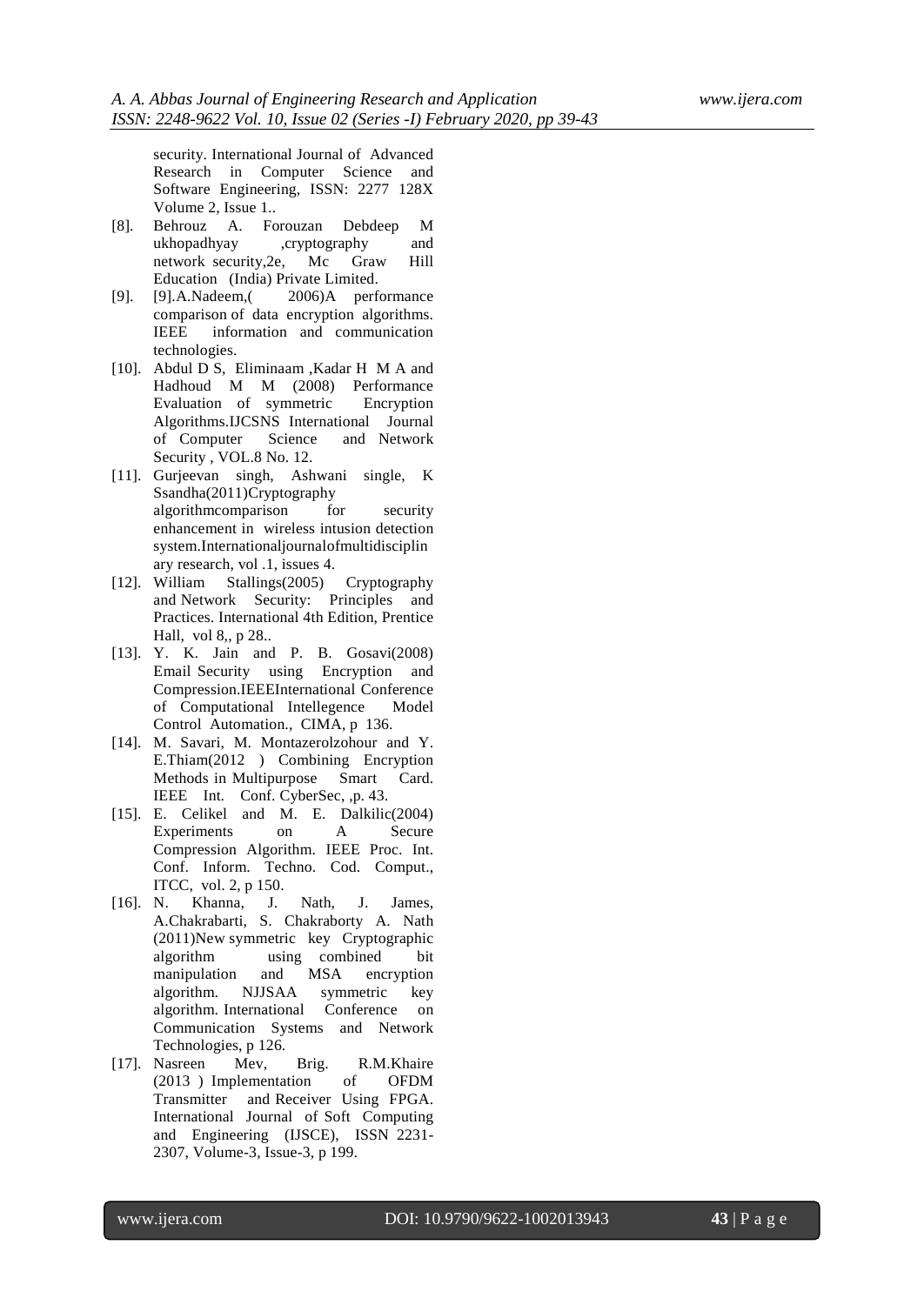security. International Journal of Advanced Research in Computer Science and Software Engineering, ISSN: 2277 128X Volume 2, Issue 1..

[8]. Behrouz A. Forouzan Debdeep M ukhopadhyay ,cryptography and network security,2e, Mc Graw Hill Education (India) Private Limited.

[9]. [9].A.Nadeem,( 2006)A performance comparison of data encryption algorithms. IEEE information and communication technologies.

[10]. Abdul D S, Eliminaam ,Kadar H M A and Hadhoud M M (2008) Performance Evaluation of symmetric Encryption Algorithms.IJCSNS International Journal of Computer Science and Network Security , VOL.8 No. 12.

[11]. Gurjeevan singh, Ashwani single, K Ssandha(2011)Cryptography algorithmcomparison for security enhancement in wireless intusion detection system.Internationaljournalofmultidisciplinary research, vol .1, issues 4.

[12]. William Stallings(2005) Cryptography and Network Security: Principles and Practices. International 4th Edition, Prentice Hall, vol 8,, p 28..

[13]. Y. K. Jain and P. B. Gosavi(2008) Email Security using Encryption and Compression.IEEEInternational Conference of Computational Intellegence Model Control Automation., CIMA, p 136.

[14]. M. Savari, M. Montazerolzohour and Y. E.Thiam(2012 ) Combining Encryption Methods in Multipurpose Smart Card. IEEE Int. Conf. CyberSec, ,p. 43.

[15]. E. Celikel and M. E. Dalkilic(2004) Experiments on A Secure Compression Algorithm. IEEE Proc. Int. Conf. Inform. Techno. Cod. Comput., ITCC, vol. 2, p 150.

[16]. N. Khanna, J. Nath, J. James, A.Chakrabarti, S. Chakraborty A. Nath (2011)New symmetric key Cryptographic algorithm using combined bit manipulation and MSA encryption algorithm. NJJSAA symmetric key algorithm. International Conference on Communication Systems and Network Technologies, p 126.

[17]. Nasreen Mev, Brig. R.M.Khaire (2013 ) Implementation of OFDM Transmitter and Receiver Using FPGA. International Journal of Soft Computing and Engineering (IJSCE), ISSN 2231-2307, Volume-3, Issue-3, p 199.